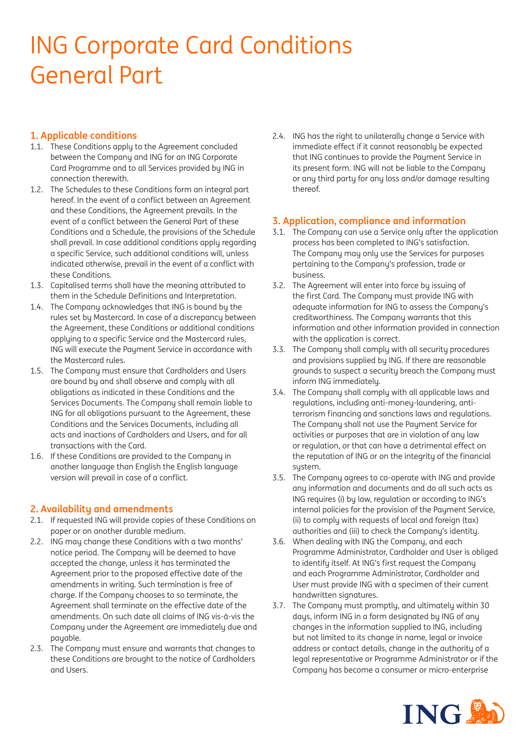# ING Corporate Card Conditions General Part

## 1. Applicable conditions

1.1. These Conditions apply to the Agreement concluded between the Company and ING for an ING Corporate Card Programme and to all Services provided by ING in connection therewith.

1.2. The Schedules to these Conditions form an integral part hereof. In the event of a conflict between an Agreement and these Conditions, the Agreement prevails. In the event of a conflict between the General Part of these Conditions and a Schedule, the provisions of the Schedule shall prevail. In case additional conditions apply regarding a specific Service, such additional conditions will, unless indicated otherwise, prevail in the event of a conflict with these Conditions.

1.3. Capitalised terms shall have the meaning attributed to them in the Schedule Definitions and Interpretation.

1.4. The Company acknowledges that ING is bound by the rules set by Mastercard. In case of a discrepancy between the Agreement, these Conditions or additional conditions applying to a specific Service and the Mastercard rules, ING will execute the Payment Service in accordance with the Mastercard rules.

1.5. The Company must ensure that Cardholders and Users are bound by and shall observe and comply with all obligations as indicated in these Conditions and the Services Documents. The Company shall remain liable to ING for all obligations pursuant to the Agreement, these Conditions and the Services Documents, including all acts and inactions of Cardholders and Users, and for all transactions with the Card.

1.6. If these Conditions are provided to the Company in another language than English the English language version will prevail in case of a conflict.

## 2. Availability and amendments

2.1. If requested ING will provide copies of these Conditions on paper or on another durable medium.

2.2. ING may change these Conditions with a two months' notice period. The Company will be deemed to have accepted the change, unless it has terminated the Agreement prior to the proposed effective date of the amendments in writing. Such termination is free of charge. If the Company chooses to so terminate, the Agreement shall terminate on the effective date of the amendments. On such date all claims of ING vis-à-vis the Company under the Agreement are immediately due and payable.

2.3. The Company must ensure and warrants that changes to these Conditions are brought to the notice of Cardholders and Users.

2.4. ING has the right to unilaterally change a Service with immediate effect if it cannot reasonably be expected that ING continues to provide the Payment Service in its present form. ING will not be liable to the Company or any third party for any loss and/or damage resulting thereof.

## 3. Application, compliance and information

3.1. The Company can use a Service only after the application process has been completed to ING's satisfaction. The Company may only use the Services for purposes pertaining to the Company's profession, trade or business.

3.2. The Agreement will enter into force by issuing of the first Card. The Company must provide ING with adequate information for ING to assess the Company's creditworthiness. The Company warrants that this information and other information provided in connection with the application is correct.

3.3. The Company shall comply with all security procedures and provisions supplied by ING. If there are reasonable grounds to suspect a security breach the Company must inform ING immediately.

3.4. The Company shall comply with all applicable laws and regulations, including anti-money-laundering, anti-terrorism financing and sanctions laws and regulations. The Company shall not use the Payment Service for activities or purposes that are in violation of any law or regulation, or that can have a detrimental effect on the reputation of ING or on the integrity of the financial system.

3.5. The Company agrees to co-operate with ING and provide any information and documents and do all such acts as ING requires (i) by law, regulation or according to ING's internal policies for the provision of the Payment Service, (ii) to comply with requests of local and foreign (tax) authorities and (iii) to check the Company's identity.

3.6. When dealing with ING the Company, and each Programme Administrator, Cardholder and User is obliged to identify itself. At ING's first request the Company and each Programme Administrator, Cardholder and User must provide ING with a specimen of their current handwritten signatures.

3.7. The Company must promptly, and ultimately within 30 days, inform ING in a form designated by ING of any changes in the information supplied to ING, including but not limited to its change in name, legal or invoice address or contact details, change in the authority of a legal representative or Programme Administrator or if the Company has become a consumer or micro-enterprise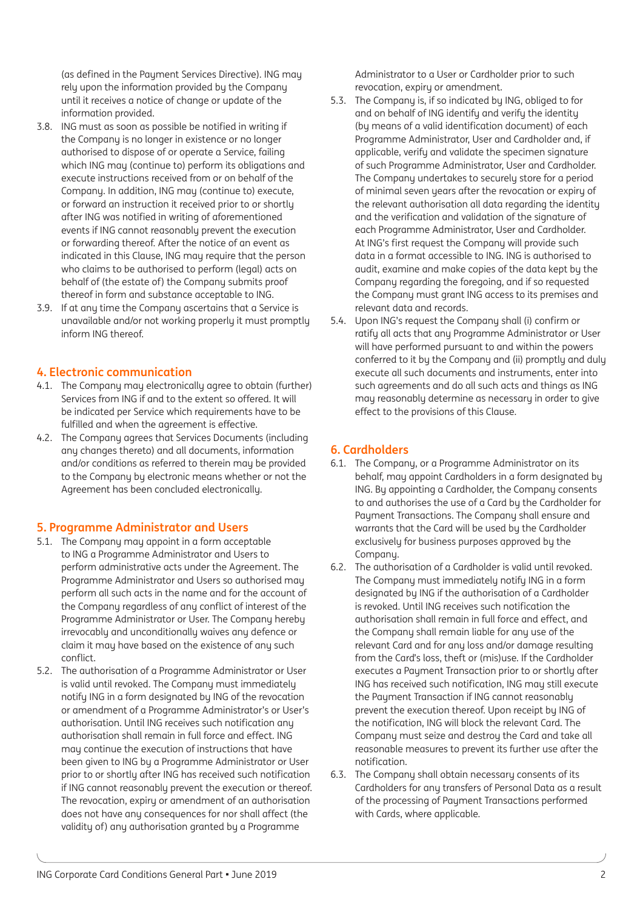(as defined in the Payment Services Directive). ING may rely upon the information provided by the Company until it receives a notice of change or update of the information provided.

3.8. ING must as soon as possible be notified in writing if the Company is no longer in existence or no longer authorised to dispose of or operate a Service, failing which ING may (continue to) perform its obligations and execute instructions received from or on behalf of the Company. In addition, ING may (continue to) execute, or forward an instruction it received prior to or shortly after ING was notified in writing of aforementioned events if ING cannot reasonably prevent the execution or forwarding thereof. After the notice of an event as indicated in this Clause, ING may require that the person who claims to be authorised to perform (legal) acts on behalf of (the estate of) the Company submits proof thereof in form and substance acceptable to ING.

3.9. If at any time the Company ascertains that a Service is unavailable and/or not working properly it must promptly inform ING thereof.

## 4. Electronic communication

4.1. The Company may electronically agree to obtain (further) Services from ING if and to the extent so offered. It will be indicated per Service which requirements have to be fulfilled and when the agreement is effective.

4.2. The Company agrees that Services Documents (including any changes thereto) and all documents, information and/or conditions as referred to therein may be provided to the Company by electronic means whether or not the Agreement has been concluded electronically.

## 5. Programme Administrator and Users

5.1. The Company may appoint in a form acceptable to ING a Programme Administrator and Users to perform administrative acts under the Agreement. The Programme Administrator and Users so authorised may perform all such acts in the name and for the account of the Company regardless of any conflict of interest of the Programme Administrator or User. The Company hereby irrevocably and unconditionally waives any defence or claim it may have based on the existence of any such conflict.

5.2. The authorisation of a Programme Administrator or User is valid until revoked. The Company must immediately notify ING in a form designated by ING of the revocation or amendment of a Programme Administrator's or User's authorisation. Until ING receives such notification any authorisation shall remain in full force and effect. ING may continue the execution of instructions that have been given to ING by a Programme Administrator or User prior to or shortly after ING has received such notification if ING cannot reasonably prevent the execution or thereof. The revocation, expiry or amendment of an authorisation does not have any consequences for nor shall affect (the validity of) any authorisation granted by a Programme Administrator to a User or Cardholder prior to such revocation, expiry or amendment.

5.3. The Company is, if so indicated by ING, obliged to for and on behalf of ING identify and verify the identity (by means of a valid identification document) of each Programme Administrator, User and Cardholder and, if applicable, verify and validate the specimen signature of such Programme Administrator, User and Cardholder. The Company undertakes to securely store for a period of minimal seven years after the revocation or expiry of the relevant authorisation all data regarding the identity and the verification and validation of the signature of each Programme Administrator, User and Cardholder. At ING's first request the Company will provide such data in a format accessible to ING. ING is authorised to audit, examine and make copies of the data kept by the Company regarding the foregoing, and if so requested the Company must grant ING access to its premises and relevant data and records.

5.4. Upon ING's request the Company shall (i) confirm or ratify all acts that any Programme Administrator or User will have performed pursuant to and within the powers conferred to it by the Company and (ii) promptly and duly execute all such documents and instruments, enter into such agreements and do all such acts and things as ING may reasonably determine as necessary in order to give effect to the provisions of this Clause.

## 6. Cardholders

6.1. The Company, or a Programme Administrator on its behalf, may appoint Cardholders in a form designated by ING. By appointing a Cardholder, the Company consents to and authorises the use of a Card by the Cardholder for Payment Transactions. The Company shall ensure and warrants that the Card will be used by the Cardholder exclusively for business purposes approved by the Company.

6.2. The authorisation of a Cardholder is valid until revoked. The Company must immediately notify ING in a form designated by ING if the authorisation of a Cardholder is revoked. Until ING receives such notification the authorisation shall remain in full force and effect, and the Company shall remain liable for any use of the relevant Card and for any loss and/or damage resulting from the Card's loss, theft or (mis)use. If the Cardholder executes a Payment Transaction prior to or shortly after ING has received such notification, ING may still execute the Payment Transaction if ING cannot reasonably prevent the execution thereof. Upon receipt by ING of the notification, ING will block the relevant Card. The Company must seize and destroy the Card and take all reasonable measures to prevent its further use after the notification.

6.3. The Company shall obtain necessary consents of its Cardholders for any transfers of Personal Data as a result of the processing of Payment Transactions performed with Cards, where applicable.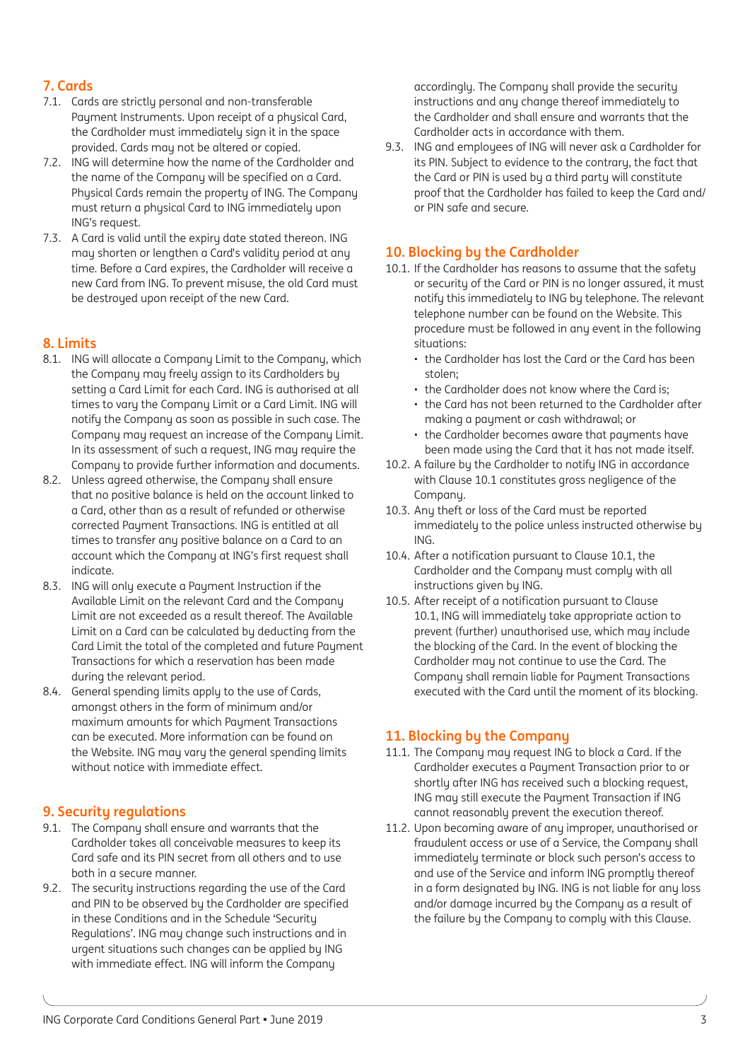## 7. Cards

7.1. Cards are strictly personal and non-transferable Payment Instruments. Upon receipt of a physical Card, the Cardholder must immediately sign it in the space provided. Cards may not be altered or copied.

7.2. ING will determine how the name of the Cardholder and the name of the Company will be specified on a Card. Physical Cards remain the property of ING. The Company must return a physical Card to ING immediately upon ING's request.

7.3. A Card is valid until the expiry date stated thereon. ING may shorten or lengthen a Card's validity period at any time. Before a Card expires, the Cardholder will receive a new Card from ING. To prevent misuse, the old Card must be destroyed upon receipt of the new Card.

## 8. Limits

8.1. ING will allocate a Company Limit to the Company, which the Company may freely assign to its Cardholders by setting a Card Limit for each Card. ING is authorised at all times to vary the Company Limit or a Card Limit. ING will notify the Company as soon as possible in such case. The Company may request an increase of the Company Limit. In its assessment of such a request, ING may require the Company to provide further information and documents.

8.2. Unless agreed otherwise, the Company shall ensure that no positive balance is held on the account linked to a Card, other than as a result of refunded or otherwise corrected Payment Transactions. ING is entitled at all times to transfer any positive balance on a Card to an account which the Company at ING's first request shall indicate.

8.3. ING will only execute a Payment Instruction if the Available Limit on the relevant Card and the Company Limit are not exceeded as a result thereof. The Available Limit on a Card can be calculated by deducting from the Card Limit the total of the completed and future Payment Transactions for which a reservation has been made during the relevant period.

8.4. General spending limits apply to the use of Cards, amongst others in the form of minimum and/or maximum amounts for which Payment Transactions can be executed. More information can be found on the Website. ING may vary the general spending limits without notice with immediate effect.

## 9. Security regulations

9.1. The Company shall ensure and warrants that the Cardholder takes all conceivable measures to keep its Card safe and its PIN secret from all others and to use both in a secure manner.

9.2. The security instructions regarding the use of the Card and PIN to be observed by the Cardholder are specified in these Conditions and in the Schedule 'Security Regulations'. ING may change such instructions and in urgent situations such changes can be applied by ING with immediate effect. ING will inform the Company accordingly. The Company shall provide the security instructions and any change thereof immediately to the Cardholder and shall ensure and warrants that the Cardholder acts in accordance with them.

9.3. ING and employees of ING will never ask a Cardholder for its PIN. Subject to evidence to the contrary, the fact that the Card or PIN is used by a third party will constitute proof that the Cardholder has failed to keep the Card and/or PIN safe and secure.

## 10. Blocking by the Cardholder

10.1. If the Cardholder has reasons to assume that the safety or security of the Card or PIN is no longer assured, it must notify this immediately to ING by telephone. The relevant telephone number can be found on the Website. This procedure must be followed in any event in the following situations:
- the Cardholder has lost the Card or the Card has been stolen;
- the Cardholder does not know where the Card is;
- the Card has not been returned to the Cardholder after making a payment or cash withdrawal; or
- the Cardholder becomes aware that payments have been made using the Card that it has not made itself.

10.2. A failure by the Cardholder to notify ING in accordance with Clause 10.1 constitutes gross negligence of the Company.

10.3. Any theft or loss of the Card must be reported immediately to the police unless instructed otherwise by ING.

10.4. After a notification pursuant to Clause 10.1, the Cardholder and the Company must comply with all instructions given by ING.

10.5. After receipt of a notification pursuant to Clause 10.1, ING will immediately take appropriate action to prevent (further) unauthorised use, which may include the blocking of the Card. In the event of blocking the Cardholder may not continue to use the Card. The Company shall remain liable for Payment Transactions executed with the Card until the moment of its blocking.

## 11. Blocking by the Company

11.1. The Company may request ING to block a Card. If the Cardholder executes a Payment Transaction prior to or shortly after ING has received such a blocking request, ING may still execute the Payment Transaction if ING cannot reasonably prevent the execution thereof.

11.2. Upon becoming aware of any improper, unauthorised or fraudulent access or use of a Service, the Company shall immediately terminate or block such person's access to and use of the Service and inform ING promptly thereof in a form designated by ING. ING is not liable for any loss and/or damage incurred by the Company as a result of the failure by the Company to comply with this Clause.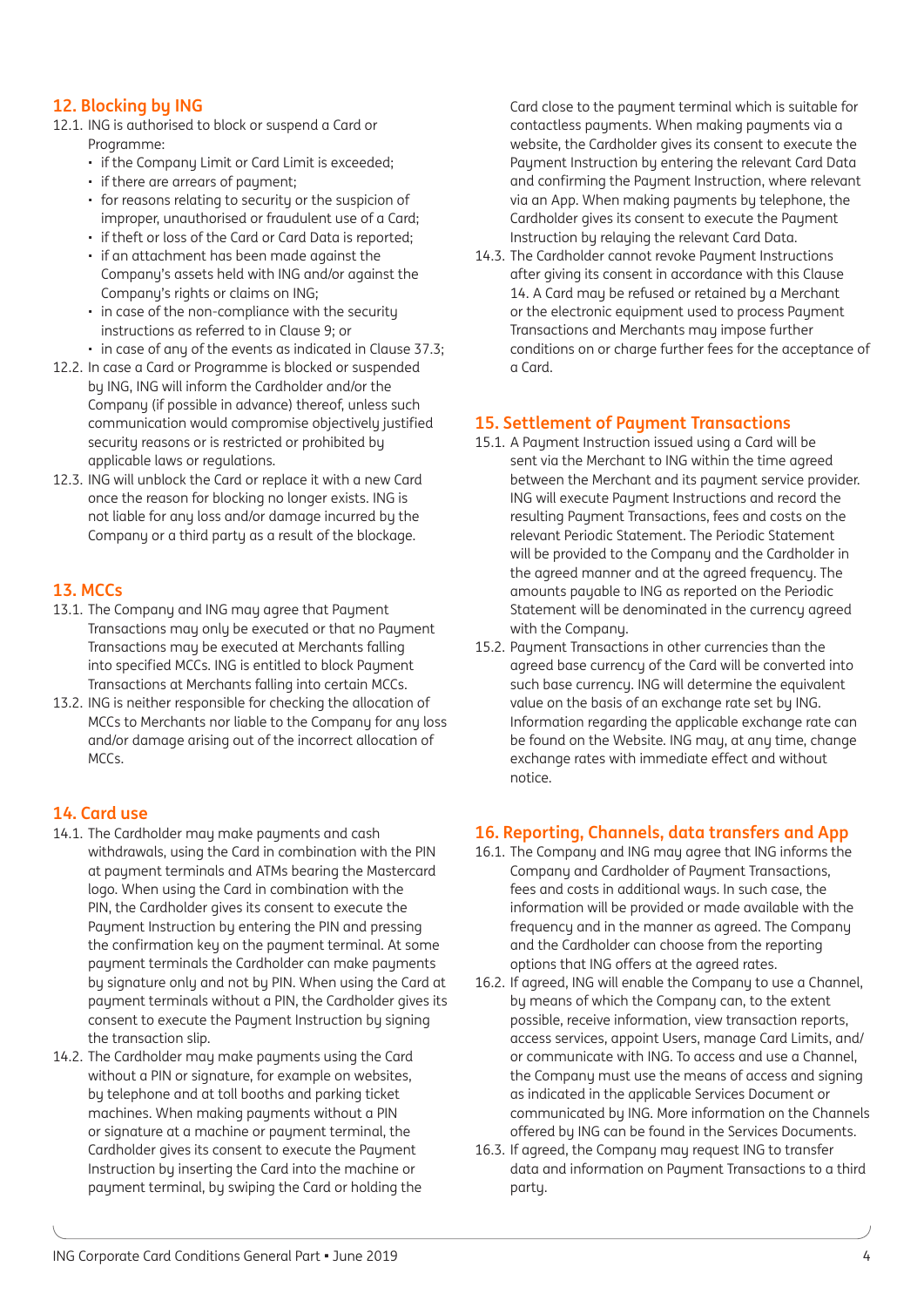## 12. Blocking by ING

12.1. ING is authorised to block or suspend a Card or Programme:

- if the Company Limit or Card Limit is exceeded;
- if there are arrears of payment;
- for reasons relating to security or the suspicion of improper, unauthorised or fraudulent use of a Card;
- if theft or loss of the Card or Card Data is reported;
- if an attachment has been made against the Company's assets held with ING and/or against the Company's rights or claims on ING;
- in case of the non-compliance with the security instructions as referred to in Clause 9; or
- in case of any of the events as indicated in Clause 37.3;

12.2. In case a Card or Programme is blocked or suspended by ING, ING will inform the Cardholder and/or the Company (if possible in advance) thereof, unless such communication would compromise objectively justified security reasons or is restricted or prohibited by applicable laws or regulations.

12.3. ING will unblock the Card or replace it with a new Card once the reason for blocking no longer exists. ING is not liable for any loss and/or damage incurred by the Company or a third party as a result of the blockage.

## 13. MCCs

13.1. The Company and ING may agree that Payment Transactions may only be executed or that no Payment Transactions may be executed at Merchants falling into specified MCCs. ING is entitled to block Payment Transactions at Merchants falling into certain MCCs.

13.2. ING is neither responsible for checking the allocation of MCCs to Merchants nor liable to the Company for any loss and/or damage arising out of the incorrect allocation of MCCs.

## 14. Card use

14.1. The Cardholder may make payments and cash withdrawals, using the Card in combination with the PIN at payment terminals and ATMs bearing the Mastercard logo. When using the Card in combination with the PIN, the Cardholder gives its consent to execute the Payment Instruction by entering the PIN and pressing the confirmation key on the payment terminal. At some payment terminals the Cardholder can make payments by signature only and not by PIN. When using the Card at payment terminals without a PIN, the Cardholder gives its consent to execute the Payment Instruction by signing the transaction slip.

14.2. The Cardholder may make payments using the Card without a PIN or signature, for example on websites, by telephone and at toll booths and parking ticket machines. When making payments without a PIN or signature at a machine or payment terminal, the Cardholder gives its consent to execute the Payment Instruction by inserting the Card into the machine or payment terminal, by swiping the Card or holding the Card close to the payment terminal which is suitable for contactless payments. When making payments via a website, the Cardholder gives its consent to execute the Payment Instruction by entering the relevant Card Data and confirming the Payment Instruction, where relevant via an App. When making payments by telephone, the Cardholder gives its consent to execute the Payment Instruction by relaying the relevant Card Data.

14.3. The Cardholder cannot revoke Payment Instructions after giving its consent in accordance with this Clause 14. A Card may be refused or retained by a Merchant or the electronic equipment used to process Payment Transactions and Merchants may impose further conditions on or charge further fees for the acceptance of a Card.

## 15. Settlement of Payment Transactions

15.1. A Payment Instruction issued using a Card will be sent via the Merchant to ING within the time agreed between the Merchant and its payment service provider. ING will execute Payment Instructions and record the resulting Payment Transactions, fees and costs on the relevant Periodic Statement. The Periodic Statement will be provided to the Company and the Cardholder in the agreed manner and at the agreed frequency. The amounts payable to ING as reported on the Periodic Statement will be denominated in the currency agreed with the Company.

15.2. Payment Transactions in other currencies than the agreed base currency of the Card will be converted into such base currency. ING will determine the equivalent value on the basis of an exchange rate set by ING. Information regarding the applicable exchange rate can be found on the Website. ING may, at any time, change exchange rates with immediate effect and without notice.

## 16. Reporting, Channels, data transfers and App

16.1. The Company and ING may agree that ING informs the Company and Cardholder of Payment Transactions, fees and costs in additional ways. In such case, the information will be provided or made available with the frequency and in the manner as agreed. The Company and the Cardholder can choose from the reporting options that ING offers at the agreed rates.

16.2. If agreed, ING will enable the Company to use a Channel, by means of which the Company can, to the extent possible, receive information, view transaction reports, access services, appoint Users, manage Card Limits, and/or communicate with ING. To access and use a Channel, the Company must use the means of access and signing as indicated in the applicable Services Document or communicated by ING. More information on the Channels offered by ING can be found in the Services Documents.

16.3. If agreed, the Company may request ING to transfer data and information on Payment Transactions to a third party.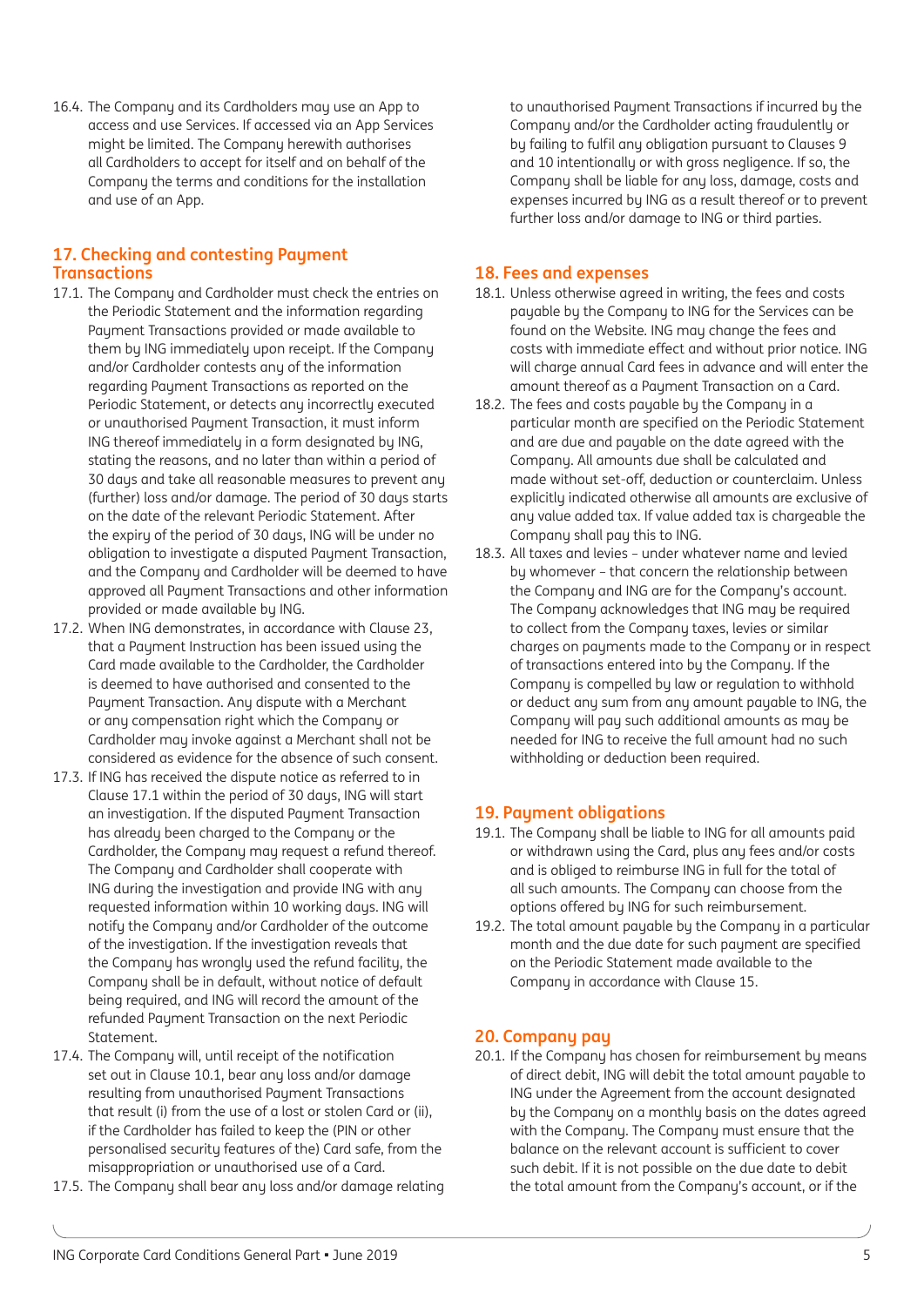16.4. The Company and its Cardholders may use an App to access and use Services. If accessed via an App Services might be limited. The Company herewith authorises all Cardholders to accept for itself and on behalf of the Company the terms and conditions for the installation and use of an App.

## 17. Checking and contesting Payment Transactions

17.1. The Company and Cardholder must check the entries on the Periodic Statement and the information regarding Payment Transactions provided or made available to them by ING immediately upon receipt. If the Company and/or Cardholder contests any of the information regarding Payment Transactions as reported on the Periodic Statement, or detects any incorrectly executed or unauthorised Payment Transaction, it must inform ING thereof immediately in a form designated by ING, stating the reasons, and no later than within a period of 30 days and take all reasonable measures to prevent any (further) loss and/or damage. The period of 30 days starts on the date of the relevant Periodic Statement. After the expiry of the period of 30 days, ING will be under no obligation to investigate a disputed Payment Transaction, and the Company and Cardholder will be deemed to have approved all Payment Transactions and other information provided or made available by ING.

17.2. When ING demonstrates, in accordance with Clause 23, that a Payment Instruction has been issued using the Card made available to the Cardholder, the Cardholder is deemed to have authorised and consented to the Payment Transaction. Any dispute with a Merchant or any compensation right which the Company or Cardholder may invoke against a Merchant shall not be considered as evidence for the absence of such consent.

17.3. If ING has received the dispute notice as referred to in Clause 17.1 within the period of 30 days, ING will start an investigation. If the disputed Payment Transaction has already been charged to the Company or the Cardholder, the Company may request a refund thereof. The Company and Cardholder shall cooperate with ING during the investigation and provide ING with any requested information within 10 working days. ING will notify the Company and/or Cardholder of the outcome of the investigation. If the investigation reveals that the Company has wrongly used the refund facility, the Company shall be in default, without notice of default being required, and ING will record the amount of the refunded Payment Transaction on the next Periodic Statement.

17.4. The Company will, until receipt of the notification set out in Clause 10.1, bear any loss and/or damage resulting from unauthorised Payment Transactions that result (i) from the use of a lost or stolen Card or (ii), if the Cardholder has failed to keep the (PIN or other personalised security features of the) Card safe, from the misappropriation or unauthorised use of a Card.

17.5. The Company shall bear any loss and/or damage relating to unauthorised Payment Transactions if incurred by the Company and/or the Cardholder acting fraudulently or by failing to fulfil any obligation pursuant to Clauses 9 and 10 intentionally or with gross negligence. If so, the Company shall be liable for any loss, damage, costs and expenses incurred by ING as a result thereof or to prevent further loss and/or damage to ING or third parties.

## 18. Fees and expenses

18.1. Unless otherwise agreed in writing, the fees and costs payable by the Company to ING for the Services can be found on the Website. ING may change the fees and costs with immediate effect and without prior notice. ING will charge annual Card fees in advance and will enter the amount thereof as a Payment Transaction on a Card.

18.2. The fees and costs payable by the Company in a particular month are specified on the Periodic Statement and are due and payable on the date agreed with the Company. All amounts due shall be calculated and made without set-off, deduction or counterclaim. Unless explicitly indicated otherwise all amounts are exclusive of any value added tax. If value added tax is chargeable the Company shall pay this to ING.

18.3. All taxes and levies – under whatever name and levied by whomever – that concern the relationship between the Company and ING are for the Company's account. The Company acknowledges that ING may be required to collect from the Company taxes, levies or similar charges on payments made to the Company or in respect of transactions entered into by the Company. If the Company is compelled by law or regulation to withhold or deduct any sum from any amount payable to ING, the Company will pay such additional amounts as may be needed for ING to receive the full amount had no such withholding or deduction been required.

## 19. Payment obligations

19.1. The Company shall be liable to ING for all amounts paid or withdrawn using the Card, plus any fees and/or costs and is obliged to reimburse ING in full for the total of all such amounts. The Company can choose from the options offered by ING for such reimbursement.

19.2. The total amount payable by the Company in a particular month and the due date for such payment are specified on the Periodic Statement made available to the Company in accordance with Clause 15.

## 20. Company pay

20.1. If the Company has chosen for reimbursement by means of direct debit, ING will debit the total amount payable to ING under the Agreement from the account designated by the Company on a monthly basis on the dates agreed with the Company. The Company must ensure that the balance on the relevant account is sufficient to cover such debit. If it is not possible on the due date to debit the total amount from the Company's account, or if the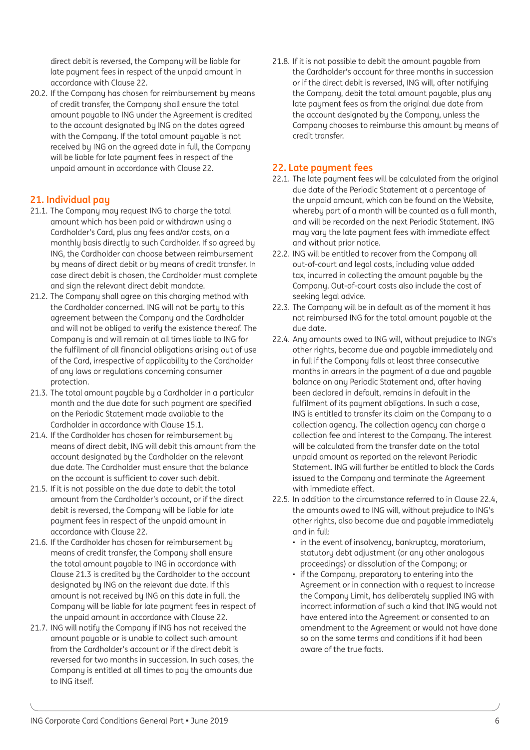direct debit is reversed, the Company will be liable for late payment fees in respect of the unpaid amount in accordance with Clause 22.

20.2. If the Company has chosen for reimbursement by means of credit transfer, the Company shall ensure the total amount payable to ING under the Agreement is credited to the account designated by ING on the dates agreed with the Company. If the total amount payable is not received by ING on the agreed date in full, the Company will be liable for late payment fees in respect of the unpaid amount in accordance with Clause 22.

## 21. Individual pay

21.1. The Company may request ING to charge the total amount which has been paid or withdrawn using a Cardholder's Card, plus any fees and/or costs, on a monthly basis directly to such Cardholder. If so agreed by ING, the Cardholder can choose between reimbursement by means of direct debit or by means of credit transfer. In case direct debit is chosen, the Cardholder must complete and sign the relevant direct debit mandate.

21.2. The Company shall agree on this charging method with the Cardholder concerned. ING will not be party to this agreement between the Company and the Cardholder and will not be obliged to verify the existence thereof. The Company is and will remain at all times liable to ING for the fulfilment of all financial obligations arising out of use of the Card, irrespective of applicability to the Cardholder of any laws or regulations concerning consumer protection.

21.3. The total amount payable by a Cardholder in a particular month and the due date for such payment are specified on the Periodic Statement made available to the Cardholder in accordance with Clause 15.1.

21.4. If the Cardholder has chosen for reimbursement by means of direct debit, ING will debit this amount from the account designated by the Cardholder on the relevant due date. The Cardholder must ensure that the balance on the account is sufficient to cover such debit.

21.5. If it is not possible on the due date to debit the total amount from the Cardholder's account, or if the direct debit is reversed, the Company will be liable for late payment fees in respect of the unpaid amount in accordance with Clause 22.

21.6. If the Cardholder has chosen for reimbursement by means of credit transfer, the Company shall ensure the total amount payable to ING in accordance with Clause 21.3 is credited by the Cardholder to the account designated by ING on the relevant due date. If this amount is not received by ING on this date in full, the Company will be liable for late payment fees in respect of the unpaid amount in accordance with Clause 22.

21.7. ING will notify the Company if ING has not received the amount payable or is unable to collect such amount from the Cardholder's account or if the direct debit is reversed for two months in succession. In such cases, the Company is entitled at all times to pay the amounts due to ING itself.

21.8. If it is not possible to debit the amount payable from the Cardholder's account for three months in succession or if the direct debit is reversed, ING will, after notifying the Company, debit the total amount payable, plus any late payment fees as from the original due date from the account designated by the Company, unless the Company chooses to reimburse this amount by means of credit transfer.

## 22. Late payment fees

22.1. The late payment fees will be calculated from the original due date of the Periodic Statement at a percentage of the unpaid amount, which can be found on the Website, whereby part of a month will be counted as a full month, and will be recorded on the next Periodic Statement. ING may vary the late payment fees with immediate effect and without prior notice.

22.2. ING will be entitled to recover from the Company all out-of-court and legal costs, including value added tax, incurred in collecting the amount payable by the Company. Out-of-court costs also include the cost of seeking legal advice.

22.3. The Company will be in default as of the moment it has not reimbursed ING for the total amount payable at the due date.

22.4. Any amounts owed to ING will, without prejudice to ING's other rights, become due and payable immediately and in full if the Company falls at least three consecutive months in arrears in the payment of a due and payable balance on any Periodic Statement and, after having been declared in default, remains in default in the fulfilment of its payment obligations. In such a case, ING is entitled to transfer its claim on the Company to a collection agency. The collection agency can charge a collection fee and interest to the Company. The interest will be calculated from the transfer date on the total unpaid amount as reported on the relevant Periodic Statement. ING will further be entitled to block the Cards issued to the Company and terminate the Agreement with immediate effect.

22.5. In addition to the circumstance referred to in Clause 22.4, the amounts owed to ING will, without prejudice to ING's other rights, also become due and payable immediately and in full:

- in the event of insolvency, bankruptcy, moratorium, statutory debt adjustment (or any other analogous proceedings) or dissolution of the Company; or
- if the Company, preparatory to entering into the Agreement or in connection with a request to increase the Company Limit, has deliberately supplied ING with incorrect information of such a kind that ING would not have entered into the Agreement or consented to an amendment to the Agreement or would not have done so on the same terms and conditions if it had been aware of the true facts.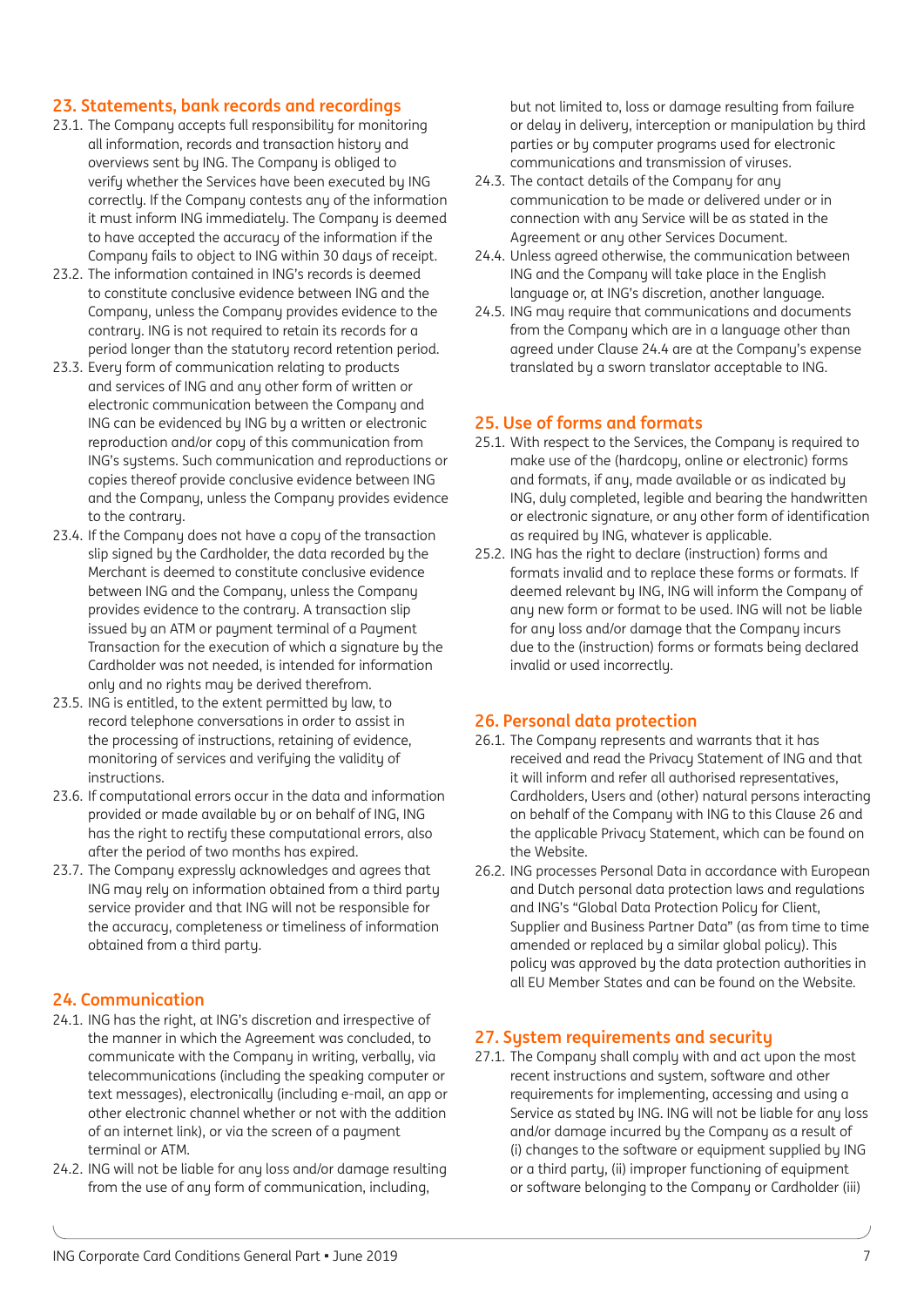## 23. Statements, bank records and recordings

23.1. The Company accepts full responsibility for monitoring all information, records and transaction history and overviews sent by ING. The Company is obliged to verify whether the Services have been executed by ING correctly. If the Company contests any of the information it must inform ING immediately. The Company is deemed to have accepted the accuracy of the information if the Company fails to object to ING within 30 days of receipt.

23.2. The information contained in ING's records is deemed to constitute conclusive evidence between ING and the Company, unless the Company provides evidence to the contrary. ING is not required to retain its records for a period longer than the statutory record retention period.

23.3. Every form of communication relating to products and services of ING and any other form of written or electronic communication between the Company and ING can be evidenced by ING by a written or electronic reproduction and/or copy of this communication from ING's systems. Such communication and reproductions or copies thereof provide conclusive evidence between ING and the Company, unless the Company provides evidence to the contrary.

23.4. If the Company does not have a copy of the transaction slip signed by the Cardholder, the data recorded by the Merchant is deemed to constitute conclusive evidence between ING and the Company, unless the Company provides evidence to the contrary. A transaction slip issued by an ATM or payment terminal of a Payment Transaction for the execution of which a signature by the Cardholder was not needed, is intended for information only and no rights may be derived therefrom.

23.5. ING is entitled, to the extent permitted by law, to record telephone conversations in order to assist in the processing of instructions, retaining of evidence, monitoring of services and verifying the validity of instructions.

23.6. If computational errors occur in the data and information provided or made available by or on behalf of ING, ING has the right to rectify these computational errors, also after the period of two months has expired.

23.7. The Company expressly acknowledges and agrees that ING may rely on information obtained from a third party service provider and that ING will not be responsible for the accuracy, completeness or timeliness of information obtained from a third party.

## 24. Communication

24.1. ING has the right, at ING's discretion and irrespective of the manner in which the Agreement was concluded, to communicate with the Company in writing, verbally, via telecommunications (including the speaking computer or text messages), electronically (including e-mail, an app or other electronic channel whether or not with the addition of an internet link), or via the screen of a payment terminal or ATM.

24.2. ING will not be liable for any loss and/or damage resulting from the use of any form of communication, including, but not limited to, loss or damage resulting from failure or delay in delivery, interception or manipulation by third parties or by computer programs used for electronic communications and transmission of viruses.

24.3. The contact details of the Company for any communication to be made or delivered under or in connection with any Service will be as stated in the Agreement or any other Services Document.

24.4. Unless agreed otherwise, the communication between ING and the Company will take place in the English language or, at ING's discretion, another language.

24.5. ING may require that communications and documents from the Company which are in a language other than agreed under Clause 24.4 are at the Company's expense translated by a sworn translator acceptable to ING.

## 25. Use of forms and formats

25.1. With respect to the Services, the Company is required to make use of the (hardcopy, online or electronic) forms and formats, if any, made available or as indicated by ING, duly completed, legible and bearing the handwritten or electronic signature, or any other form of identification as required by ING, whatever is applicable.

25.2. ING has the right to declare (instruction) forms and formats invalid and to replace these forms or formats. If deemed relevant by ING, ING will inform the Company of any new form or format to be used. ING will not be liable for any loss and/or damage that the Company incurs due to the (instruction) forms or formats being declared invalid or used incorrectly.

## 26. Personal data protection

26.1. The Company represents and warrants that it has received and read the Privacy Statement of ING and that it will inform and refer all authorised representatives, Cardholders, Users and (other) natural persons interacting on behalf of the Company with ING to this Clause 26 and the applicable Privacy Statement, which can be found on the Website.

26.2. ING processes Personal Data in accordance with European and Dutch personal data protection laws and regulations and ING's "Global Data Protection Policy for Client, Supplier and Business Partner Data" (as from time to time amended or replaced by a similar global policy). This policy was approved by the data protection authorities in all EU Member States and can be found on the Website.

## 27. System requirements and security

27.1. The Company shall comply with and act upon the most recent instructions and system, software and other requirements for implementing, accessing and using a Service as stated by ING. ING will not be liable for any loss and/or damage incurred by the Company as a result of (i) changes to the software or equipment supplied by ING or a third party, (ii) improper functioning of equipment or software belonging to the Company or Cardholder (iii)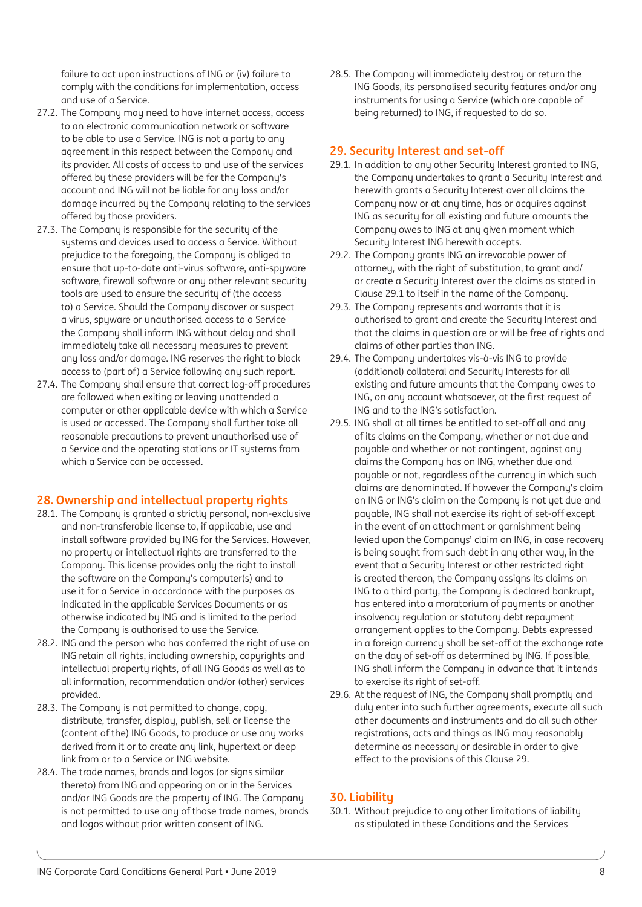failure to act upon instructions of ING or (iv) failure to comply with the conditions for implementation, access and use of a Service.

27.2. The Company may need to have internet access, access to an electronic communication network or software to be able to use a Service. ING is not a party to any agreement in this respect between the Company and its provider. All costs of access to and use of the services offered by these providers will be for the Company's account and ING will not be liable for any loss and/or damage incurred by the Company relating to the services offered by those providers.

27.3. The Company is responsible for the security of the systems and devices used to access a Service. Without prejudice to the foregoing, the Company is obliged to ensure that up-to-date anti-virus software, anti-spyware software, firewall software or any other relevant security tools are used to ensure the security of (the access to) a Service. Should the Company discover or suspect a virus, spyware or unauthorised access to a Service the Company shall inform ING without delay and shall immediately take all necessary measures to prevent any loss and/or damage. ING reserves the right to block access to (part of) a Service following any such report.

27.4. The Company shall ensure that correct log-off procedures are followed when exiting or leaving unattended a computer or other applicable device with which a Service is used or accessed. The Company shall further take all reasonable precautions to prevent unauthorised use of a Service and the operating stations or IT systems from which a Service can be accessed.

## 28. Ownership and intellectual property rights

28.1. The Company is granted a strictly personal, non-exclusive and non-transferable license to, if applicable, use and install software provided by ING for the Services. However, no property or intellectual rights are transferred to the Company. This license provides only the right to install the software on the Company's computer(s) and to use it for a Service in accordance with the purposes as indicated in the applicable Services Documents or as otherwise indicated by ING and is limited to the period the Company is authorised to use the Service.

28.2. ING and the person who has conferred the right of use on ING retain all rights, including ownership, copyrights and intellectual property rights, of all ING Goods as well as to all information, recommendation and/or (other) services provided.

28.3. The Company is not permitted to change, copy, distribute, transfer, display, publish, sell or license the (content of the) ING Goods, to produce or use any works derived from it or to create any link, hypertext or deep link from or to a Service or ING website.

28.4. The trade names, brands and logos (or signs similar thereto) from ING and appearing on or in the Services and/or ING Goods are the property of ING. The Company is not permitted to use any of those trade names, brands and logos without prior written consent of ING.

28.5. The Company will immediately destroy or return the ING Goods, its personalised security features and/or any instruments for using a Service (which are capable of being returned) to ING, if requested to do so.

## 29. Security Interest and set-off

29.1. In addition to any other Security Interest granted to ING, the Company undertakes to grant a Security Interest and herewith grants a Security Interest over all claims the Company now or at any time, has or acquires against ING as security for all existing and future amounts the Company owes to ING at any given moment which Security Interest ING herewith accepts.

29.2. The Company grants ING an irrevocable power of attorney, with the right of substitution, to grant and/or create a Security Interest over the claims as stated in Clause 29.1 to itself in the name of the Company.

29.3. The Company represents and warrants that it is authorised to grant and create the Security Interest and that the claims in question are or will be free of rights and claims of other parties than ING.

29.4. The Company undertakes vis-à-vis ING to provide (additional) collateral and Security Interests for all existing and future amounts that the Company owes to ING, on any account whatsoever, at the first request of ING and to the ING's satisfaction.

29.5. ING shall at all times be entitled to set-off all and any of its claims on the Company, whether or not due and payable and whether or not contingent, against any claims the Company has on ING, whether due and payable or not, regardless of the currency in which such claims are denominated. If however the Company's claim on ING or ING's claim on the Company is not yet due and payable, ING shall not exercise its right of set-off except in the event of an attachment or garnishment being levied upon the Companys' claim on ING, in case recovery is being sought from such debt in any other way, in the event that a Security Interest or other restricted right is created thereon, the Company assigns its claims on ING to a third party, the Company is declared bankrupt, has entered into a moratorium of payments or another insolvency regulation or statutory debt repayment arrangement applies to the Company. Debts expressed in a foreign currency shall be set-off at the exchange rate on the day of set-off as determined by ING. If possible, ING shall inform the Company in advance that it intends to exercise its right of set-off.

29.6. At the request of ING, the Company shall promptly and duly enter into such further agreements, execute all such other documents and instruments and do all such other registrations, acts and things as ING may reasonably determine as necessary or desirable in order to give effect to the provisions of this Clause 29.

## 30. Liability

30.1. Without prejudice to any other limitations of liability as stipulated in these Conditions and the Services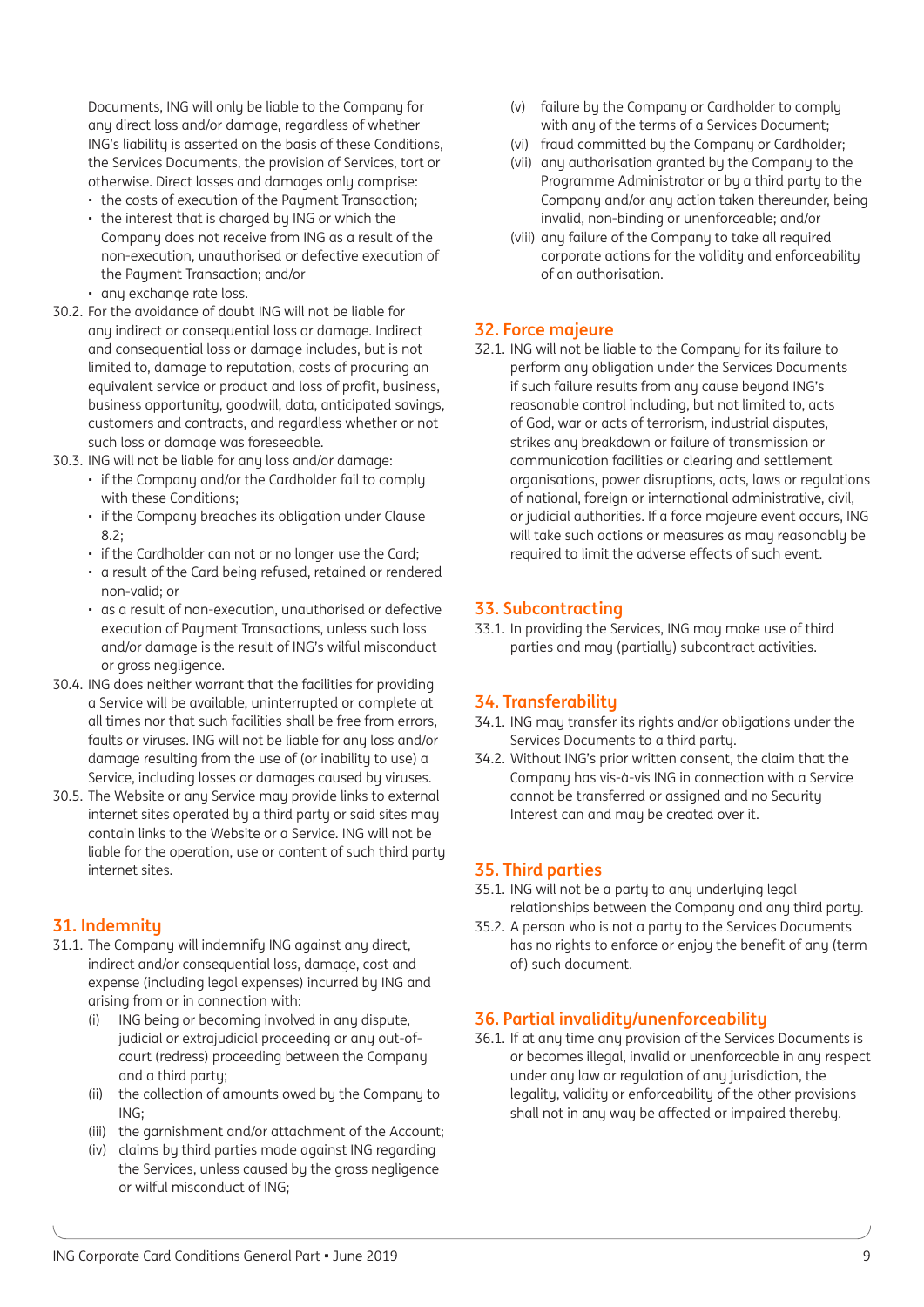Documents, ING will only be liable to the Company for any direct loss and/or damage, regardless of whether ING's liability is asserted on the basis of these Conditions, the Services Documents, the provision of Services, tort or otherwise. Direct losses and damages only comprise:

- the costs of execution of the Payment Transaction;
- the interest that is charged by ING or which the Company does not receive from ING as a result of the non-execution, unauthorised or defective execution of the Payment Transaction; and/or
- any exchange rate loss.

30.2. For the avoidance of doubt ING will not be liable for any indirect or consequential loss or damage. Indirect and consequential loss or damage includes, but is not limited to, damage to reputation, costs of procuring an equivalent service or product and loss of profit, business, business opportunity, goodwill, data, anticipated savings, customers and contracts, and regardless whether or not such loss or damage was foreseeable.

30.3. ING will not be liable for any loss and/or damage:

- if the Company and/or the Cardholder fail to comply with these Conditions;
- if the Company breaches its obligation under Clause 8.2;
- if the Cardholder can not or no longer use the Card;
- a result of the Card being refused, retained or rendered non-valid; or
- as a result of non-execution, unauthorised or defective execution of Payment Transactions, unless such loss and/or damage is the result of ING's wilful misconduct or gross negligence.

30.4. ING does neither warrant that the facilities for providing a Service will be available, uninterrupted or complete at all times nor that such facilities shall be free from errors, faults or viruses. ING will not be liable for any loss and/or damage resulting from the use of (or inability to use) a Service, including losses or damages caused by viruses.

30.5. The Website or any Service may provide links to external internet sites operated by a third party or said sites may contain links to the Website or a Service. ING will not be liable for the operation, use or content of such third party internet sites.

## 31. Indemnity

31.1. The Company will indemnify ING against any direct, indirect and/or consequential loss, damage, cost and expense (including legal expenses) incurred by ING and arising from or in connection with:

(i) ING being or becoming involved in any dispute, judicial or extrajudicial proceeding or any out-of-court (redress) proceeding between the Company and a third party;
(ii) the collection of amounts owed by the Company to ING;
(iii) the garnishment and/or attachment of the Account;
(iv) claims by third parties made against ING regarding the Services, unless caused by the gross negligence or wilful misconduct of ING;
(v) failure by the Company or Cardholder to comply with any of the terms of a Services Document;
(vi) fraud committed by the Company or Cardholder;
(vii) any authorisation granted by the Company to the Programme Administrator or by a third party to the Company and/or any action taken thereunder, being invalid, non-binding or unenforceable; and/or
(viii) any failure of the Company to take all required corporate actions for the validity and enforceability of an authorisation.

## 32. Force majeure

32.1. ING will not be liable to the Company for its failure to perform any obligation under the Services Documents if such failure results from any cause beyond ING's reasonable control including, but not limited to, acts of God, war or acts of terrorism, industrial disputes, strikes any breakdown or failure of transmission or communication facilities or clearing and settlement organisations, power disruptions, acts, laws or regulations of national, foreign or international administrative, civil, or judicial authorities. If a force majeure event occurs, ING will take such actions or measures as may reasonably be required to limit the adverse effects of such event.

## 33. Subcontracting

33.1. In providing the Services, ING may make use of third parties and may (partially) subcontract activities.

## 34. Transferability

34.1. ING may transfer its rights and/or obligations under the Services Documents to a third party.

34.2. Without ING's prior written consent, the claim that the Company has vis-à-vis ING in connection with a Service cannot be transferred or assigned and no Security Interest can and may be created over it.

## 35. Third parties

35.1. ING will not be a party to any underlying legal relationships between the Company and any third party.

35.2. A person who is not a party to the Services Documents has no rights to enforce or enjoy the benefit of any (term of) such document.

## 36. Partial invalidity/unenforceability

36.1. If at any time any provision of the Services Documents is or becomes illegal, invalid or unenforceable in any respect under any law or regulation of any jurisdiction, the legality, validity or enforceability of the other provisions shall not in any way be affected or impaired thereby.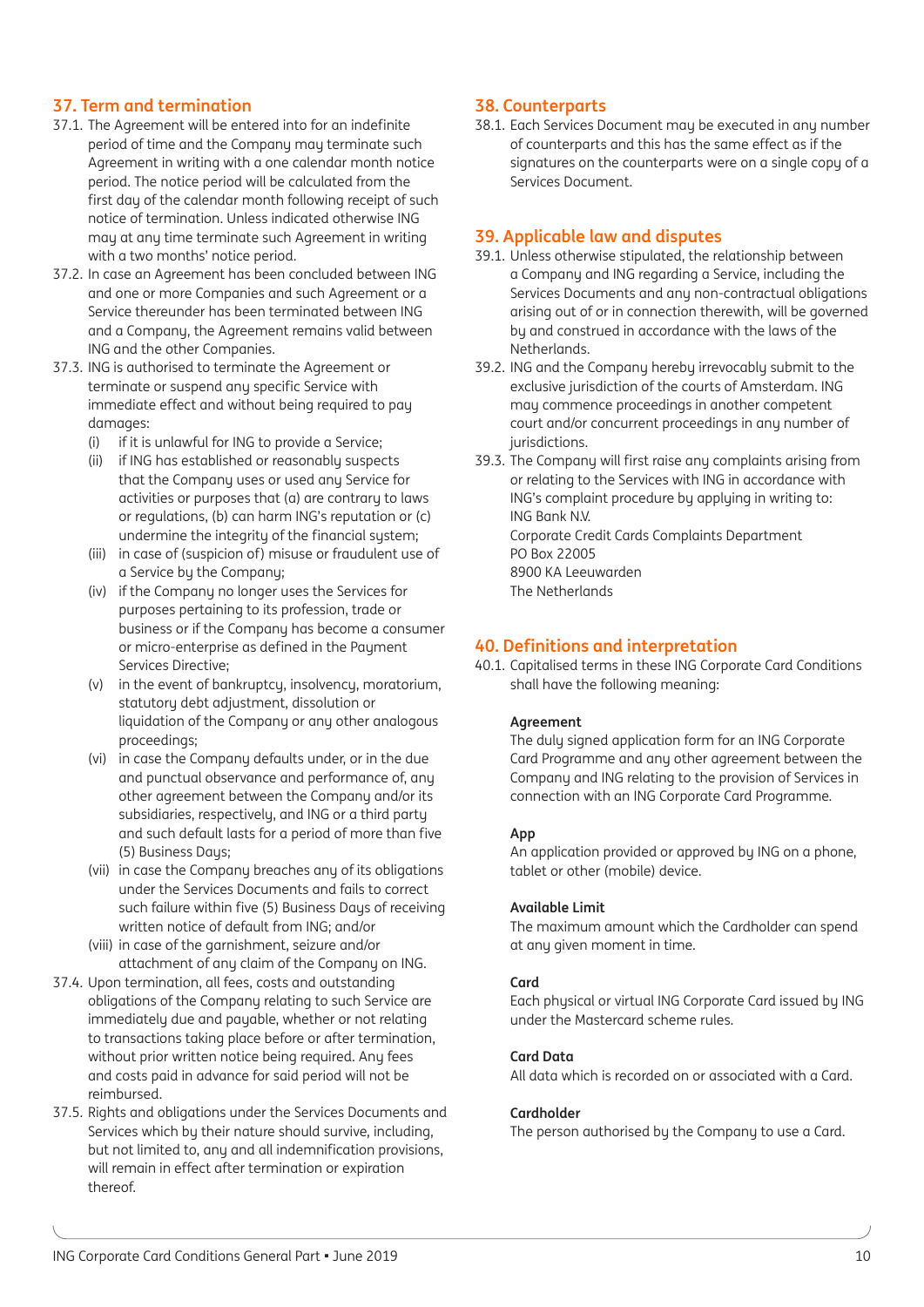## 37. Term and termination

37.1. The Agreement will be entered into for an indefinite period of time and the Company may terminate such Agreement in writing with a one calendar month notice period. The notice period will be calculated from the first day of the calendar month following receipt of such notice of termination. Unless indicated otherwise ING may at any time terminate such Agreement in writing with a two months' notice period.

37.2. In case an Agreement has been concluded between ING and one or more Companies and such Agreement or a Service thereunder has been terminated between ING and a Company, the Agreement remains valid between ING and the other Companies.

37.3. ING is authorised to terminate the Agreement or terminate or suspend any specific Service with immediate effect and without being required to pay damages:

- (i) if it is unlawful for ING to provide a Service;
- (ii) if ING has established or reasonably suspects that the Company uses or used any Service for activities or purposes that (a) are contrary to laws or regulations, (b) can harm ING's reputation or (c) undermine the integrity of the financial system;
- (iii) in case of (suspicion of) misuse or fraudulent use of a Service by the Company;
- (iv) if the Company no longer uses the Services for purposes pertaining to its profession, trade or business or if the Company has become a consumer or micro-enterprise as defined in the Payment Services Directive;
- (v) in the event of bankruptcy, insolvency, moratorium, statutory debt adjustment, dissolution or liquidation of the Company or any other analogous proceedings;
- (vi) in case the Company defaults under, or in the due and punctual observance and performance of, any other agreement between the Company and/or its subsidiaries, respectively, and ING or a third party and such default lasts for a period of more than five (5) Business Days;
- (vii) in case the Company breaches any of its obligations under the Services Documents and fails to correct such failure within five (5) Business Days of receiving written notice of default from ING; and/or
- (viii) in case of the garnishment, seizure and/or attachment of any claim of the Company on ING.

37.4. Upon termination, all fees, costs and outstanding obligations of the Company relating to such Service are immediately due and payable, whether or not relating to transactions taking place before or after termination, without prior written notice being required. Any fees and costs paid in advance for said period will not be reimbursed.

37.5. Rights and obligations under the Services Documents and Services which by their nature should survive, including, but not limited to, any and all indemnification provisions, will remain in effect after termination or expiration thereof.

## 38. Counterparts

38.1. Each Services Document may be executed in any number of counterparts and this has the same effect as if the signatures on the counterparts were on a single copy of a Services Document.

## 39. Applicable law and disputes

39.1. Unless otherwise stipulated, the relationship between a Company and ING regarding a Service, including the Services Documents and any non-contractual obligations arising out of or in connection therewith, will be governed by and construed in accordance with the laws of the Netherlands.

39.2. ING and the Company hereby irrevocably submit to the exclusive jurisdiction of the courts of Amsterdam. ING may commence proceedings in another competent court and/or concurrent proceedings in any number of jurisdictions.

39.3. The Company will first raise any complaints arising from or relating to the Services with ING in accordance with ING's complaint procedure by applying in writing to:
ING Bank N.V.
Corporate Credit Cards Complaints Department
PO Box 22005
8900 KA Leeuwarden
The Netherlands

## 40. Definitions and interpretation

40.1. Capitalised terms in these ING Corporate Card Conditions shall have the following meaning:

**Agreement**
The duly signed application form for an ING Corporate Card Programme and any other agreement between the Company and ING relating to the provision of Services in connection with an ING Corporate Card Programme.

**App**
An application provided or approved by ING on a phone, tablet or other (mobile) device.

**Available Limit**
The maximum amount which the Cardholder can spend at any given moment in time.

**Card**
Each physical or virtual ING Corporate Card issued by ING under the Mastercard scheme rules.

**Card Data**
All data which is recorded on or associated with a Card.

**Cardholder**
The person authorised by the Company to use a Card.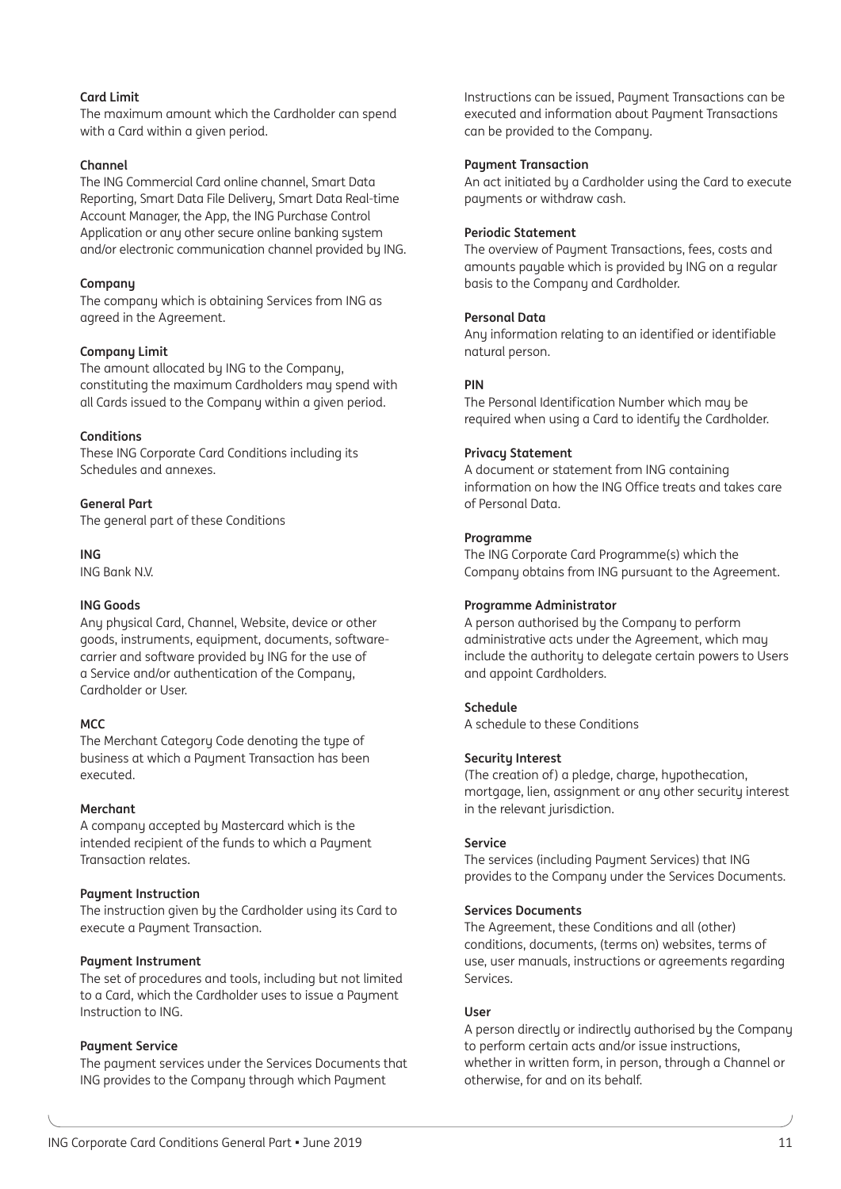**Card Limit**
The maximum amount which the Cardholder can spend with a Card within a given period.

**Channel**
The ING Commercial Card online channel, Smart Data Reporting, Smart Data File Delivery, Smart Data Real-time Account Manager, the App, the ING Purchase Control Application or any other secure online banking system and/or electronic communication channel provided by ING.

**Company**
The company which is obtaining Services from ING as agreed in the Agreement.

**Company Limit**
The amount allocated by ING to the Company, constituting the maximum Cardholders may spend with all Cards issued to the Company within a given period.

**Conditions**
These ING Corporate Card Conditions including its Schedules and annexes.

**General Part**
The general part of these Conditions

**ING**
ING Bank N.V.

**ING Goods**
Any physical Card, Channel, Website, device or other goods, instruments, equipment, documents, software-carrier and software provided by ING for the use of a Service and/or authentication of the Company, Cardholder or User.

**MCC**
The Merchant Category Code denoting the type of business at which a Payment Transaction has been executed.

**Merchant**
A company accepted by Mastercard which is the intended recipient of the funds to which a Payment Transaction relates.

**Payment Instruction**
The instruction given by the Cardholder using its Card to execute a Payment Transaction.

**Payment Instrument**
The set of procedures and tools, including but not limited to a Card, which the Cardholder uses to issue a Payment Instruction to ING.

**Payment Service**
The payment services under the Services Documents that ING provides to the Company through which Payment Instructions can be issued, Payment Transactions can be executed and information about Payment Transactions can be provided to the Company.

**Payment Transaction**
An act initiated by a Cardholder using the Card to execute payments or withdraw cash.

**Periodic Statement**
The overview of Payment Transactions, fees, costs and amounts payable which is provided by ING on a regular basis to the Company and Cardholder.

**Personal Data**
Any information relating to an identified or identifiable natural person.

**PIN**
The Personal Identification Number which may be required when using a Card to identify the Cardholder.

**Privacy Statement**
A document or statement from ING containing information on how the ING Office treats and takes care of Personal Data.

**Programme**
The ING Corporate Card Programme(s) which the Company obtains from ING pursuant to the Agreement.

**Programme Administrator**
A person authorised by the Company to perform administrative acts under the Agreement, which may include the authority to delegate certain powers to Users and appoint Cardholders.

**Schedule**
A schedule to these Conditions

**Security Interest**
(The creation of) a pledge, charge, hypothecation, mortgage, lien, assignment or any other security interest in the relevant jurisdiction.

**Service**
The services (including Payment Services) that ING provides to the Company under the Services Documents.

**Services Documents**
The Agreement, these Conditions and all (other) conditions, documents, (terms on) websites, terms of use, user manuals, instructions or agreements regarding Services.

**User**
A person directly or indirectly authorised by the Company to perform certain acts and/or issue instructions, whether in written form, in person, through a Channel or otherwise, for and on its behalf.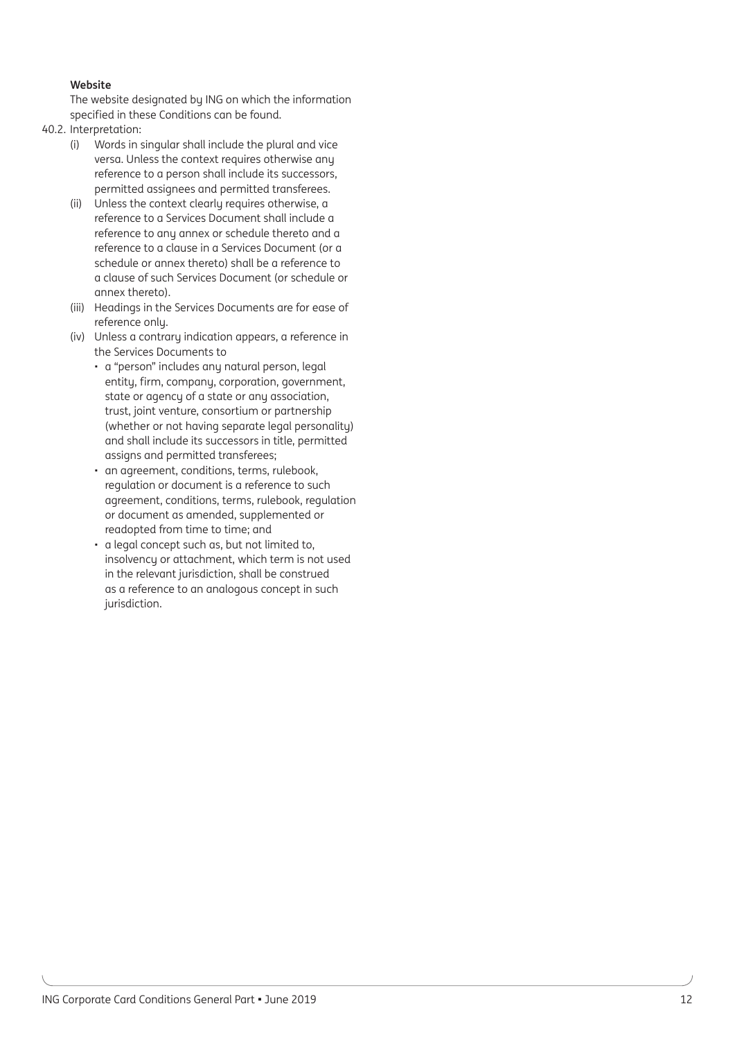**Website**

The website designated by ING on which the information specified in these Conditions can be found.

40.2. Interpretation:

(i) Words in singular shall include the plural and vice versa. Unless the context requires otherwise any reference to a person shall include its successors, permitted assignees and permitted transferees.

(ii) Unless the context clearly requires otherwise, a reference to a Services Document shall include a reference to any annex or schedule thereto and a reference to a clause in a Services Document (or a schedule or annex thereto) shall be a reference to a clause of such Services Document (or schedule or annex thereto).

(iii) Headings in the Services Documents are for ease of reference only.

(iv) Unless a contrary indication appears, a reference in the Services Documents to

- a "person" includes any natural person, legal entity, firm, company, corporation, government, state or agency of a state or any association, trust, joint venture, consortium or partnership (whether or not having separate legal personality) and shall include its successors in title, permitted assigns and permitted transferees;
- an agreement, conditions, terms, rulebook, regulation or document is a reference to such agreement, conditions, terms, rulebook, regulation or document as amended, supplemented or readopted from time to time; and
- a legal concept such as, but not limited to, insolvency or attachment, which term is not used in the relevant jurisdiction, shall be construed as a reference to an analogous concept in such jurisdiction.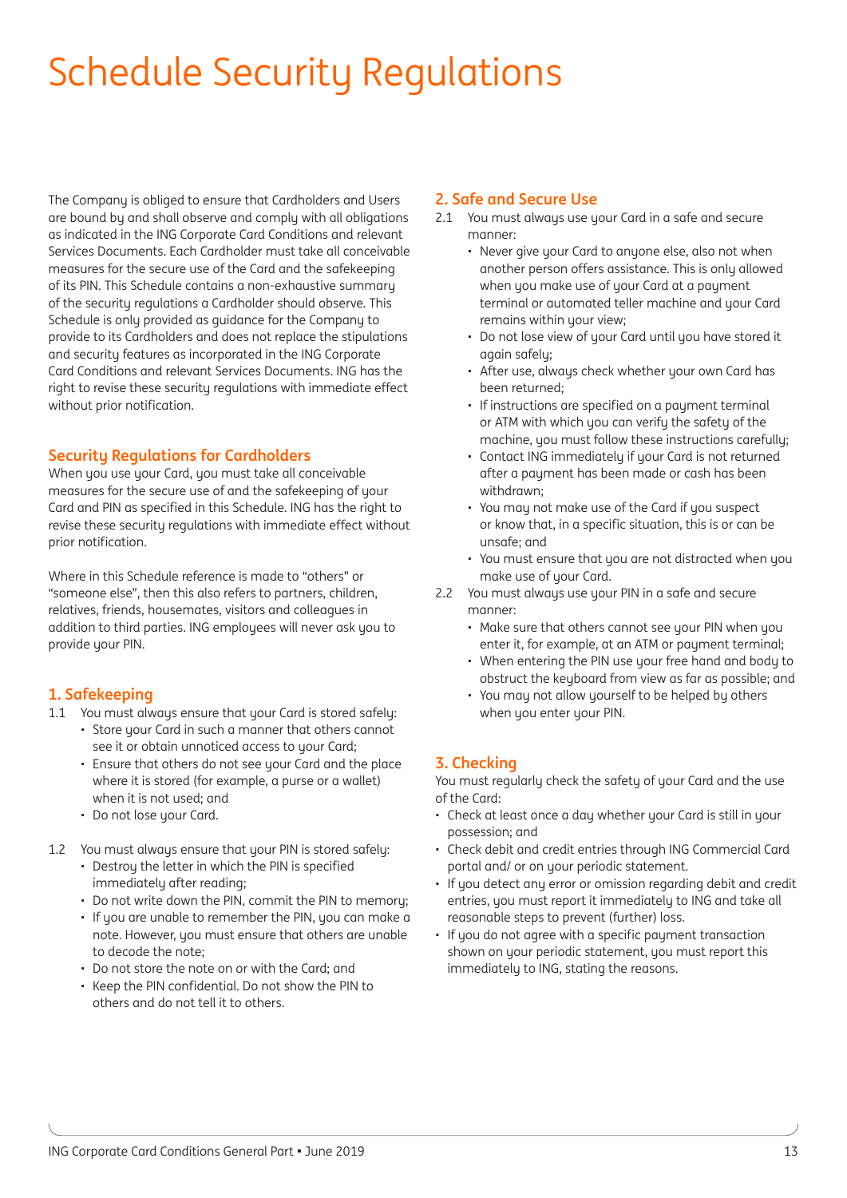# Schedule Security Regulations

The Company is obliged to ensure that Cardholders and Users are bound by and shall observe and comply with all obligations as indicated in the ING Corporate Card Conditions and relevant Services Documents. Each Cardholder must take all conceivable measures for the secure use of the Card and the safekeeping of its PIN. This Schedule contains a non-exhaustive summary of the security regulations a Cardholder should observe. This Schedule is only provided as guidance for the Company to provide to its Cardholders and does not replace the stipulations and security features as incorporated in the ING Corporate Card Conditions and relevant Services Documents. ING has the right to revise these security regulations with immediate effect without prior notification.

## Security Regulations for Cardholders

When you use your Card, you must take all conceivable measures for the secure use of and the safekeeping of your Card and PIN as specified in this Schedule. ING has the right to revise these security regulations with immediate effect without prior notification.

Where in this Schedule reference is made to "others" or "someone else", then this also refers to partners, children, relatives, friends, housemates, visitors and colleagues in addition to third parties. ING employees will never ask you to provide your PIN.

## 1. Safekeeping

1.1 You must always ensure that your Card is stored safely:
- Store your Card in such a manner that others cannot see it or obtain unnoticed access to your Card;
- Ensure that others do not see your Card and the place where it is stored (for example, a purse or a wallet) when it is not used; and
- Do not lose your Card.

1.2 You must always ensure that your PIN is stored safely:
- Destroy the letter in which the PIN is specified immediately after reading;
- Do not write down the PIN, commit the PIN to memory;
- If you are unable to remember the PIN, you can make a note. However, you must ensure that others are unable to decode the note;
- Do not store the note on or with the Card; and
- Keep the PIN confidential. Do not show the PIN to others and do not tell it to others.

## 2. Safe and Secure Use

2.1 You must always use your Card in a safe and secure manner:
- Never give your Card to anyone else, also not when another person offers assistance. This is only allowed when you make use of your Card at a payment terminal or automated teller machine and your Card remains within your view;
- Do not lose view of your Card until you have stored it again safely;
- After use, always check whether your own Card has been returned;
- If instructions are specified on a payment terminal or ATM with which you can verify the safety of the machine, you must follow these instructions carefully;
- Contact ING immediately if your Card is not returned after a payment has been made or cash has been withdrawn;
- You may not make use of the Card if you suspect or know that, in a specific situation, this is or can be unsafe; and
- You must ensure that you are not distracted when you make use of your Card.

2.2 You must always use your PIN in a safe and secure manner:
- Make sure that others cannot see your PIN when you enter it, for example, at an ATM or payment terminal;
- When entering the PIN use your free hand and body to obstruct the keyboard from view as far as possible; and
- You may not allow yourself to be helped by others when you enter your PIN.

## 3. Checking

You must regularly check the safety of your Card and the use of the Card:
- Check at least once a day whether your Card is still in your possession; and
- Check debit and credit entries through ING Commercial Card portal and/ or on your periodic statement.
- If you detect any error or omission regarding debit and credit entries, you must report it immediately to ING and take all reasonable steps to prevent (further) loss.
- If you do not agree with a specific payment transaction shown on your periodic statement, you must report this immediately to ING, stating the reasons.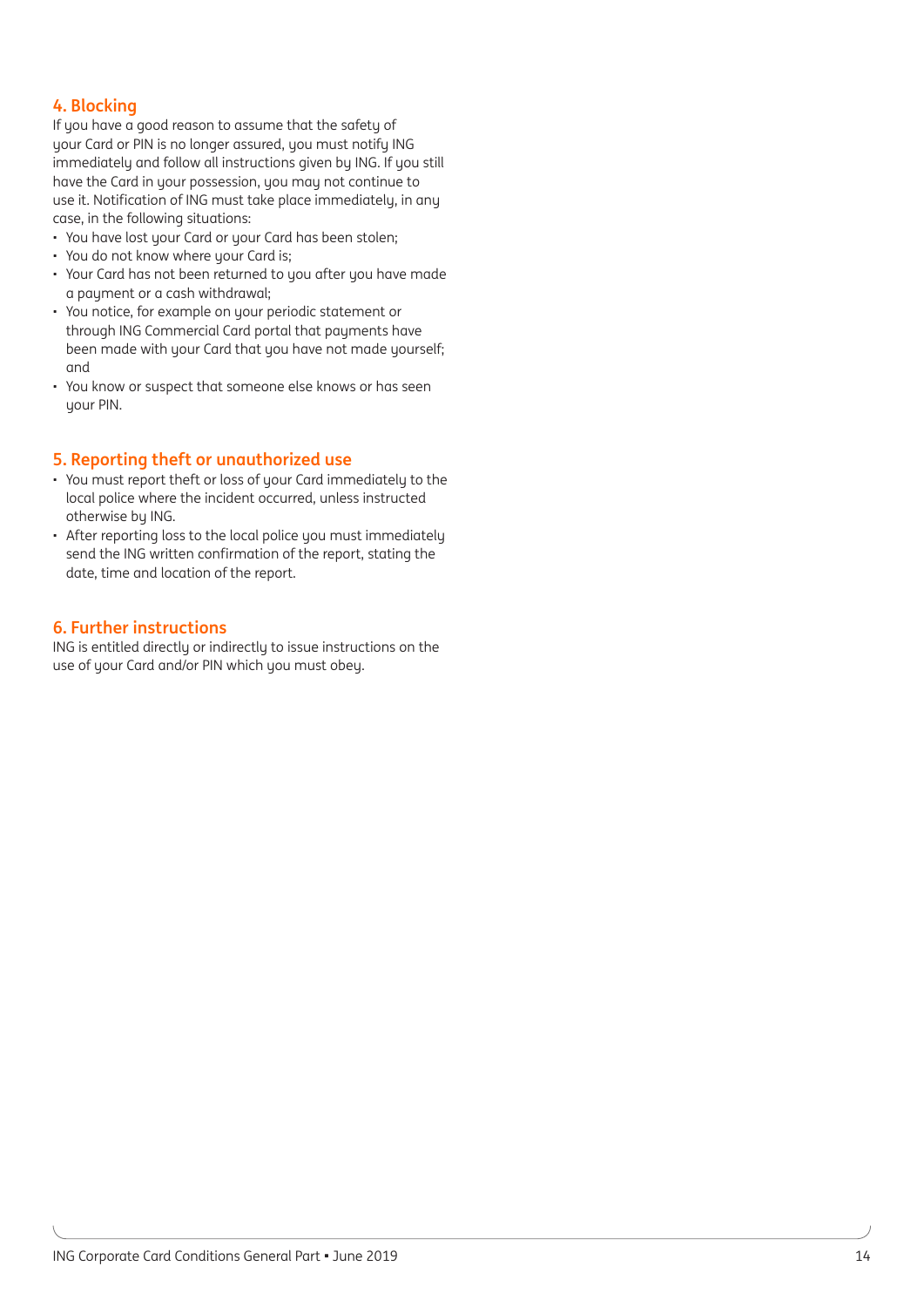## 4. Blocking

If you have a good reason to assume that the safety of your Card or PIN is no longer assured, you must notify ING immediately and follow all instructions given by ING. If you still have the Card in your possession, you may not continue to use it. Notification of ING must take place immediately, in any case, in the following situations:

- You have lost your Card or your Card has been stolen;
- You do not know where your Card is;
- Your Card has not been returned to you after you have made a payment or a cash withdrawal;
- You notice, for example on your periodic statement or through ING Commercial Card portal that payments have been made with your Card that you have not made yourself; and
- You know or suspect that someone else knows or has seen your PIN.

## 5. Reporting theft or unauthorized use

- You must report theft or loss of your Card immediately to the local police where the incident occurred, unless instructed otherwise by ING.
- After reporting loss to the local police you must immediately send the ING written confirmation of the report, stating the date, time and location of the report.

## 6. Further instructions

ING is entitled directly or indirectly to issue instructions on the use of your Card and/or PIN which you must obey.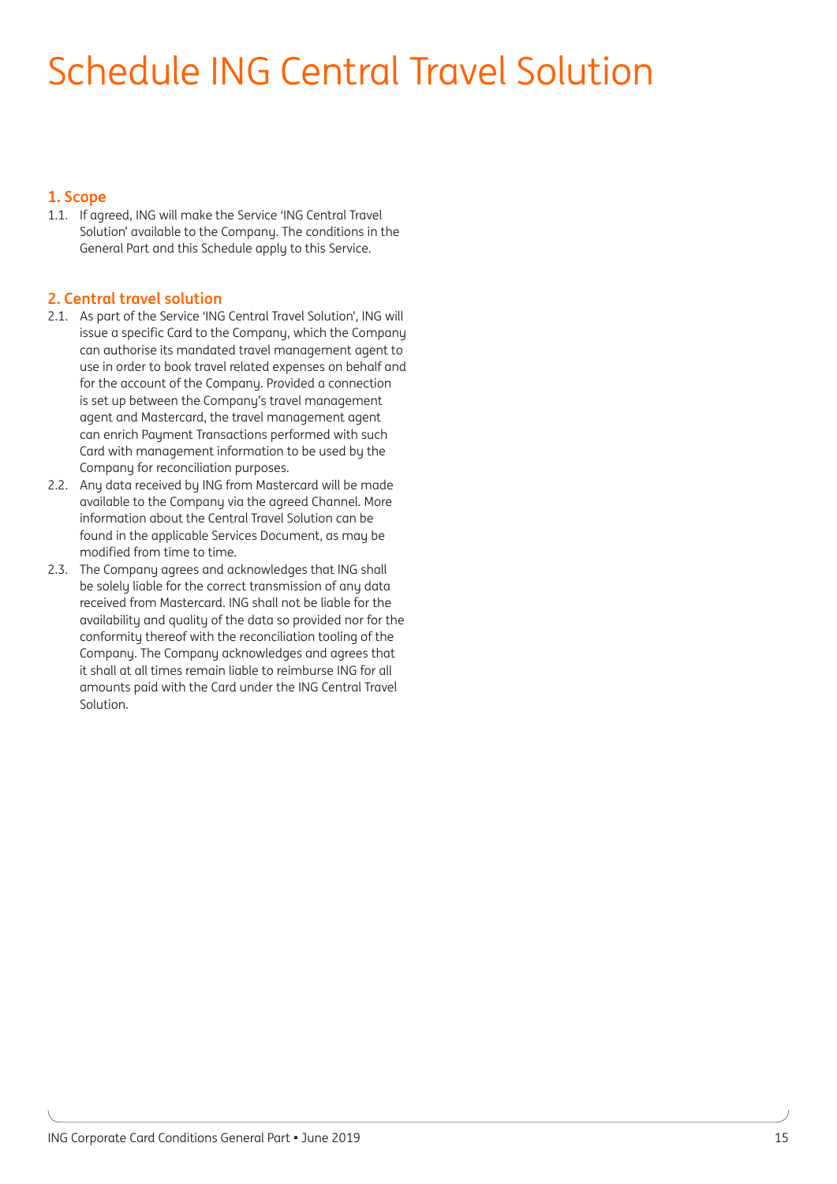# Schedule ING Central Travel Solution

## 1. Scope

1.1. If agreed, ING will make the Service 'ING Central Travel Solution' available to the Company. The conditions in the General Part and this Schedule apply to this Service.

## 2. Central travel solution

2.1. As part of the Service 'ING Central Travel Solution', ING will issue a specific Card to the Company, which the Company can authorise its mandated travel management agent to use in order to book travel related expenses on behalf and for the account of the Company. Provided a connection is set up between the Company's travel management agent and Mastercard, the travel management agent can enrich Payment Transactions performed with such Card with management information to be used by the Company for reconciliation purposes.

2.2. Any data received by ING from Mastercard will be made available to the Company via the agreed Channel. More information about the Central Travel Solution can be found in the applicable Services Document, as may be modified from time to time.

2.3. The Company agrees and acknowledges that ING shall be solely liable for the correct transmission of any data received from Mastercard. ING shall not be liable for the availability and quality of the data so provided nor for the conformity thereof with the reconciliation tooling of the Company. The Company acknowledges and agrees that it shall at all times remain liable to reimburse ING for all amounts paid with the Card under the ING Central Travel Solution.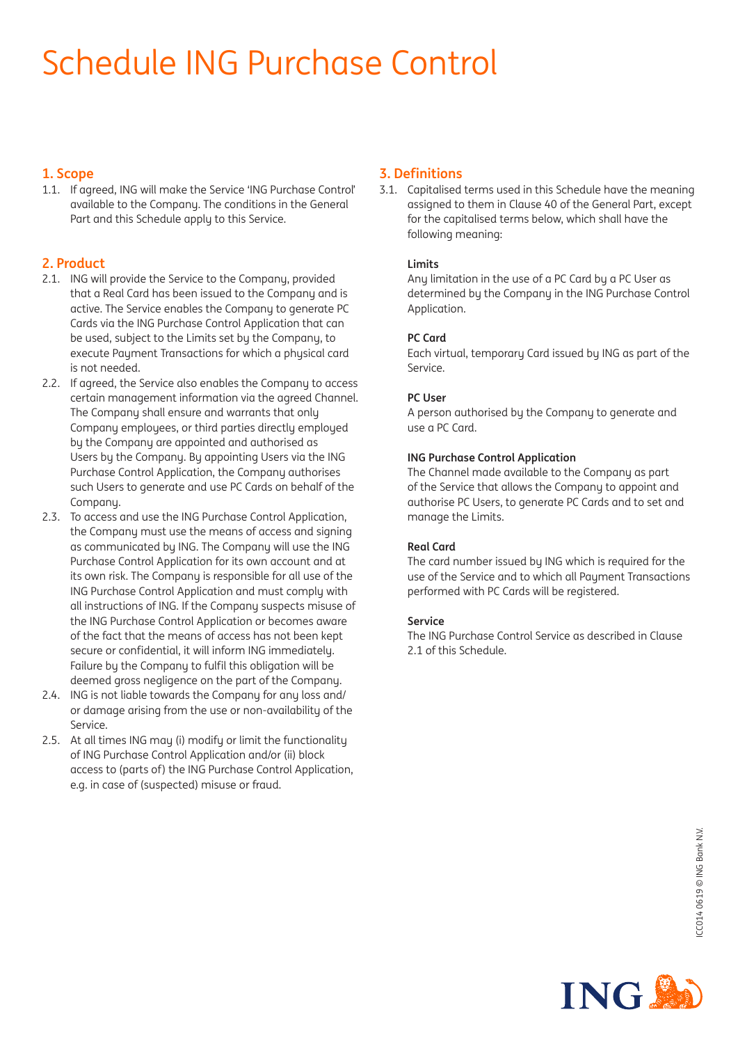# Schedule ING Purchase Control

## 1. Scope

1.1. If agreed, ING will make the Service 'ING Purchase Control' available to the Company. The conditions in the General Part and this Schedule apply to this Service.

## 2. Product

2.1. ING will provide the Service to the Company, provided that a Real Card has been issued to the Company and is active. The Service enables the Company to generate PC Cards via the ING Purchase Control Application that can be used, subject to the Limits set by the Company, to execute Payment Transactions for which a physical card is not needed.

2.2. If agreed, the Service also enables the Company to access certain management information via the agreed Channel. The Company shall ensure and warrants that only Company employees, or third parties directly employed by the Company are appointed and authorised as Users by the Company. By appointing Users via the ING Purchase Control Application, the Company authorises such Users to generate and use PC Cards on behalf of the Company.

2.3. To access and use the ING Purchase Control Application, the Company must use the means of access and signing as communicated by ING. The Company will use the ING Purchase Control Application for its own account and at its own risk. The Company is responsible for all use of the ING Purchase Control Application and must comply with all instructions of ING. If the Company suspects misuse of the ING Purchase Control Application or becomes aware of the fact that the means of access has not been kept secure or confidential, it will inform ING immediately. Failure by the Company to fulfil this obligation will be deemed gross negligence on the part of the Company.

2.4. ING is not liable towards the Company for any loss and/or damage arising from the use or non-availability of the Service.

2.5. At all times ING may (i) modify or limit the functionality of ING Purchase Control Application and/or (ii) block access to (parts of) the ING Purchase Control Application, e.g. in case of (suspected) misuse or fraud.

## 3. Definitions

3.1. Capitalised terms used in this Schedule have the meaning assigned to them in Clause 40 of the General Part, except for the capitalised terms below, which shall have the following meaning:

**Limits**
Any limitation in the use of a PC Card by a PC User as determined by the Company in the ING Purchase Control Application.

**PC Card**
Each virtual, temporary Card issued by ING as part of the Service.

**PC User**
A person authorised by the Company to generate and use a PC Card.

**ING Purchase Control Application**
The Channel made available to the Company as part of the Service that allows the Company to appoint and authorise PC Users, to generate PC Cards and to set and manage the Limits.

**Real Card**
The card number issued by ING which is required for the use of the Service and to which all Payment Transactions performed with PC Cards will be registered.

**Service**
The ING Purchase Control Service as described in Clause 2.1 of this Schedule.

ICC014 0619 © ING Bank N.V.